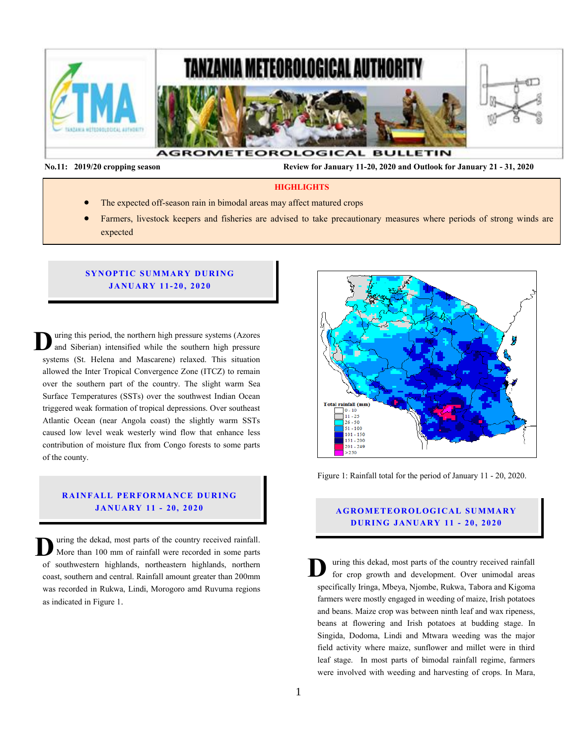# TANZANIA METEOROLOGICAL AUTHORITY

## AGROMETEOROLOGICAL BULLETIN

**No.11: 2019/20 cropping season** **Review for January 11-20, 2020 and Outlook for January 21 - 31, 2020**

**HIGHLIGHTS**

- The expected off-season rain in bimodal areas may affect matured crops
- Farmers, livestock keepers and fisheries are advised to take precautionary measures where periods of strong winds are expected

## SYNOPTIC SUMMARY DURING JANUARY 11-20, 2020

During this period, the northern high pressure systems (Azores and Siberian) intensified while the southern high pressure systems (St. Helena and Mascarene) relaxed. This situation allowed the Inter Tropical Convergence Zone (ITCZ) to remain over the southern part of the country. The slight warm Sea Surface Temperatures (SSTs) over the southwest Indian Ocean triggered weak formation of tropical depressions. Over southeast Atlantic Ocean (near Angola coast) the slightly warm SSTs caused low level weak westerly wind flow that enhance less contribution of moisture flux from Congo forests to some parts of the county.

## RAINFALL PERFORMANCE DURING JANUARY 11 - 20, 2020

During the dekad, most parts of the country received rainfall. More than 100 mm of rainfall were recorded in some parts of southwestern highlands, northeastern highlands, northern coast, southern and central. Rainfall amount greater than 200mm was recorded in Rukwa, Lindi, Morogoro amd Ruvuma regions as indicated in Figure 1.

Total rainfall (mm)

- 0 - 10
- 11 - 25
- 26 - 50
- 51 - 100
- 101 - 150
- 151 - 200
- 201 - 249
- >250

Figure 1: Rainfall total for the period of January 11 - 20, 2020.

## AGROMETEOROLOGICAL SUMMARY DURING JANUARY 11 - 20, 2020

During this dekad, most parts of the country received rainfall for crop growth and development. Over unimodal areas specifically Iringa, Mbeya, Njombe, Rukwa, Tabora and Kigoma farmers were mostly engaged in weeding of maize, Irish potatoes and beans. Maize crop was between ninth leaf and wax ripeness, beans at flowering and Irish potatoes at budding stage. In Singida, Dodoma, Lindi and Mtwara weeding was the major field activity where maize, sunflower and millet were in third leaf stage. In most parts of bimodal rainfall regime, farmers were involved with weeding and harvesting of crops. In Mara,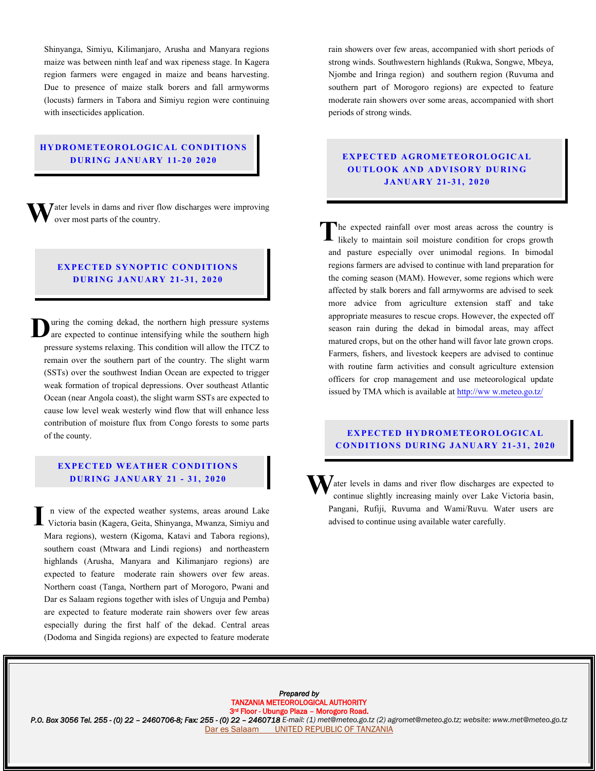Shinyanga, Simiyu, Kilimanjaro, Arusha and Manyara regions maize was between ninth leaf and wax ripeness stage. In Kagera region farmers were engaged in maize and beans harvesting. Due to presence of maize stalk borers and fall armyworms (locusts) farmers in Tabora and Simiyu region were continuing with insecticides application.

## HYDROMETEOROLOGICAL CONDITIONS DURING JANUARY 11-20 2020

Water levels in dams and river flow discharges were improving over most parts of the country.

## EXPECTED SYNOPTIC CONDITIONS DURING JANUARY 21-31, 2020

During the coming dekad, the northern high pressure systems are expected to continue intensifying while the southern high pressure systems relaxing. This condition will allow the ITCZ to remain over the southern part of the country. The slight warm (SSTs) over the southwest Indian Ocean are expected to trigger weak formation of tropical depressions. Over southeast Atlantic Ocean (near Angola coast), the slight warm SSTs are expected to cause low level weak westerly wind flow that will enhance less contribution of moisture flux from Congo forests to some parts of the county.

## EXPECTED WEATHER CONDITIONS DURING JANUARY 21 - 31, 2020

In view of the expected weather systems, areas around Lake Victoria basin (Kagera, Geita, Shinyanga, Mwanza, Simiyu and Mara regions), western (Kigoma, Katavi and Tabora regions), southern coast (Mtwara and Lindi regions) and northeastern highlands (Arusha, Manyara and Kilimanjaro regions) are expected to feature moderate rain showers over few areas. Northern coast (Tanga, Northern part of Morogoro, Pwani and Dar es Salaam regions together with isles of Unguja and Pemba) are expected to feature moderate rain showers over few areas especially during the first half of the dekad. Central areas (Dodoma and Singida regions) are expected to feature moderate rain showers over few areas, accompanied with short periods of strong winds. Southwestern highlands (Rukwa, Songwe, Mbeya, Njombe and Iringa region) and southern region (Ruvuma and southern part of Morogoro regions) are expected to feature moderate rain showers over some areas, accompanied with short periods of strong winds.

## EXPECTED AGROMETEOROLOGICAL OUTLOOK AND ADVISORY DURING JANUARY 21-31, 2020

The expected rainfall over most areas across the country is likely to maintain soil moisture condition for crops growth and pasture especially over unimodal regions. In bimodal regions farmers are advised to continue with land preparation for the coming season (MAM). However, some regions which were affected by stalk borers and fall armyworms are advised to seek more advice from agriculture extension staff and take appropriate measures to rescue crops. However, the expected off season rain during the dekad in bimodal areas, may affect matured crops, but on the other hand will favor late grown crops. Farmers, fishers, and livestock keepers are advised to continue with routine farm activities and consult agriculture extension officers for crop management and use meteorological update issued by TMA which is available at http://ww w.meteo.go.tz/

## EXPECTED HYDROMETEOROLOGICAL CONDITIONS DURING JANUARY 21-31, 2020

Water levels in dams and river flow discharges are expected to continue slightly increasing mainly over Lake Victoria basin, Pangani, Rufiji, Ruvuma and Wami/Ruvu. Water users are advised to continue using available water carefully.

*Prepared by*

TANZANIA METEOROLOGICAL AUTHORITY

3rd Floor - Ubungo Plaza – Morogoro Road.

*P.O. Box 3056 Tel. 255 - (0) 22 – 2460706-8; Fax: 255 - (0) 22 – 2460718 E-mail: (1) met@meteo.go.tz (2) agromet@meteo.go.tz; website: www.met@meteo.go.tz*

Dar es Salaam UNITED REPUBLIC OF TANZANIA